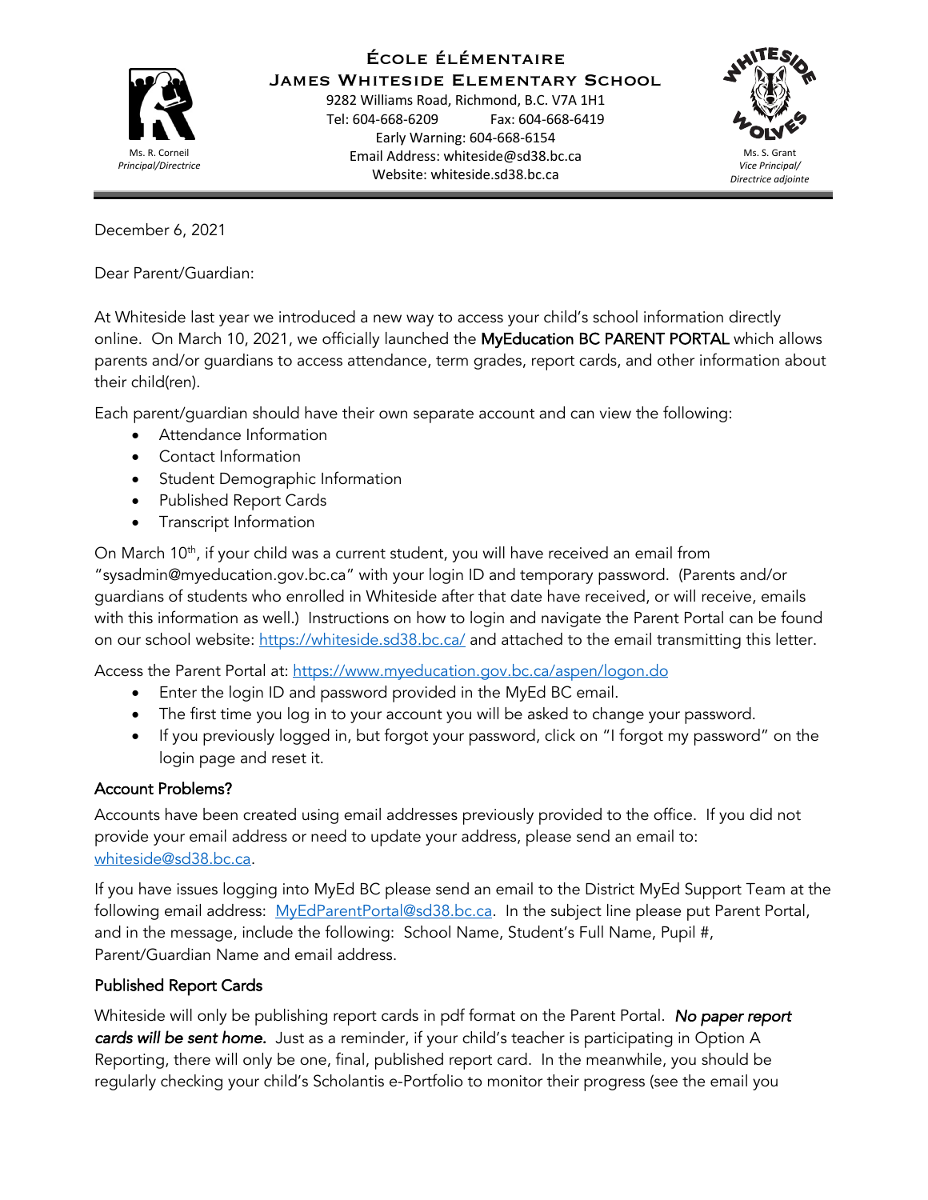# École élémentaire
# James Whiteside Elementary School

9282 Williams Road, Richmond, B.C. V7A 1H1
Tel: 604-668-6209 Fax: 604-668-6419
Early Warning: 604-668-6154
Email Address: whiteside@sd38.bc.ca
Website: whiteside.sd38.bc.ca

Ms. R. Corneil
*Principal/Directrice*

Ms. S. Grant
*Vice Principal/ Directrice adjointe*

December 6, 2021

Dear Parent/Guardian:

At Whiteside last year we introduced a new way to access your child's school information directly online. On March 10, 2021, we officially launched the **MyEducation BC PARENT PORTAL** which allows parents and/or guardians to access attendance, term grades, report cards, and other information about their child(ren).

Each parent/guardian should have their own separate account and can view the following:

- Attendance Information
- Contact Information
- Student Demographic Information
- Published Report Cards
- Transcript Information

On March 10th, if your child was a current student, you will have received an email from "sysadmin@myeducation.gov.bc.ca" with your login ID and temporary password. (Parents and/or guardians of students who enrolled in Whiteside after that date have received, or will receive, emails with this information as well.) Instructions on how to login and navigate the Parent Portal can be found on our school website: https://whiteside.sd38.bc.ca/ and attached to the email transmitting this letter.

Access the Parent Portal at: https://www.myeducation.gov.bc.ca/aspen/logon.do

- Enter the login ID and password provided in the MyEd BC email.
- The first time you log in to your account you will be asked to change your password.
- If you previously logged in, but forgot your password, click on "I forgot my password" on the login page and reset it.

### Account Problems?

Accounts have been created using email addresses previously provided to the office. If you did not provide your email address or need to update your address, please send an email to: whiteside@sd38.bc.ca.

If you have issues logging into MyEd BC please send an email to the District MyEd Support Team at the following email address: MyEdParentPortal@sd38.bc.ca. In the subject line please put Parent Portal, and in the message, include the following: School Name, Student's Full Name, Pupil #, Parent/Guardian Name and email address.

### Published Report Cards

Whiteside will only be publishing report cards in pdf format on the Parent Portal. ***No paper report cards will be sent home.*** Just as a reminder, if your child's teacher is participating in Option A Reporting, there will only be one, final, published report card. In the meanwhile, you should be regularly checking your child's Scholantis e-Portfolio to monitor their progress (see the email you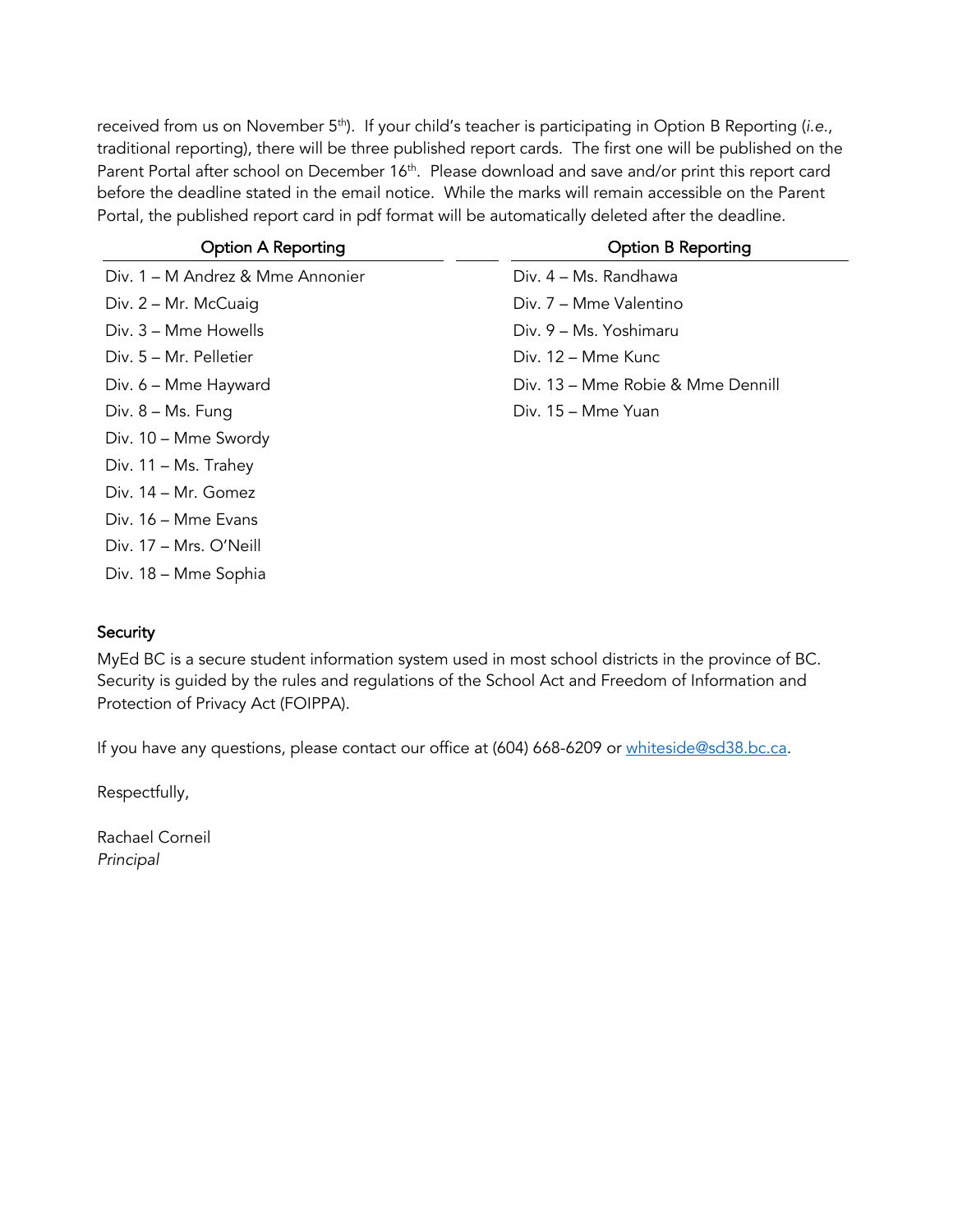received from us on November 5th). If your child's teacher is participating in Option B Reporting (*i.e.*, traditional reporting), there will be three published report cards. The first one will be published on the Parent Portal after school on December 16th. Please download and save and/or print this report card before the deadline stated in the email notice. While the marks will remain accessible on the Parent Portal, the published report card in pdf format will be automatically deleted after the deadline.

| Option A Reporting | Option B Reporting |
|---|---|
| Div. 1 – M Andrez & Mme Annonier | Div. 4 – Ms. Randhawa |
| Div. 2 – Mr. McCuaig | Div. 7 – Mme Valentino |
| Div. 3 – Mme Howells | Div. 9 – Ms. Yoshimaru |
| Div. 5 – Mr. Pelletier | Div. 12 – Mme Kunc |
| Div. 6 – Mme Hayward | Div. 13 – Mme Robie & Mme Dennill |
| Div. 8 – Ms. Fung | Div. 15 – Mme Yuan |
| Div. 10 – Mme Swordy | |
| Div. 11 – Ms. Trahey | |
| Div. 14 – Mr. Gomez | |
| Div. 16 – Mme Evans | |
| Div. 17 – Mrs. O'Neill | |
| Div. 18 – Mme Sophia | |

### Security

MyEd BC is a secure student information system used in most school districts in the province of BC. Security is guided by the rules and regulations of the School Act and Freedom of Information and Protection of Privacy Act (FOIPPA).

If you have any questions, please contact our office at (604) 668-6209 or whiteside@sd38.bc.ca.

Respectfully,

Rachael Corneil
*Principal*